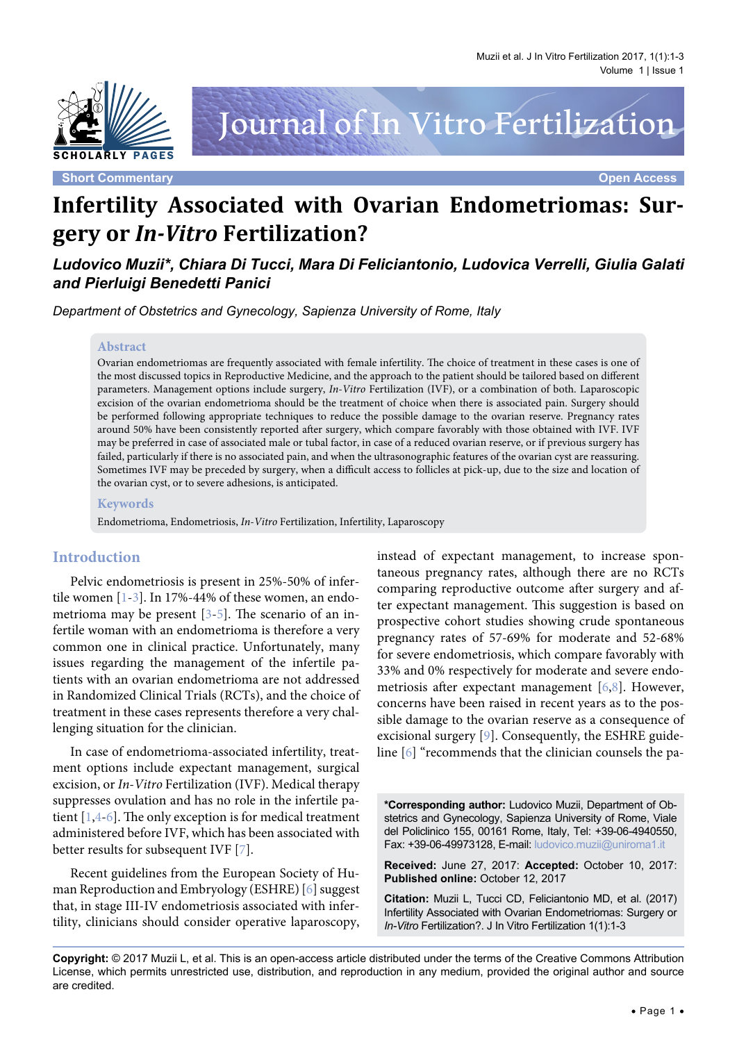Short Commentary | Open Access

# Infertility Associated with Ovarian Endometriomas: Surgery or *In-Vitro* Fertilization?

***Ludovico Muzii\*, Chiara Di Tucci, Mara Di Feliciantonio, Ludovica Verrelli, Giulia Galati and Pierluigi Benedetti Panici***

*Department of Obstetrics and Gynecology, Sapienza University of Rome, Italy*

## Abstract

Ovarian endometriomas are frequently associated with female infertility. The choice of treatment in these cases is one of the most discussed topics in Reproductive Medicine, and the approach to the patient should be tailored based on different parameters. Management options include surgery, *In-Vitro* Fertilization (IVF), or a combination of both. Laparoscopic excision of the ovarian endometrioma should be the treatment of choice when there is associated pain. Surgery should be performed following appropriate techniques to reduce the possible damage to the ovarian reserve. Pregnancy rates around 50% have been consistently reported after surgery, which compare favorably with those obtained with IVF. IVF may be preferred in case of associated male or tubal factor, in case of a reduced ovarian reserve, or if previous surgery has failed, particularly if there is no associated pain, and when the ultrasonographic features of the ovarian cyst are reassuring. Sometimes IVF may be preceded by surgery, when a difficult access to follicles at pick-up, due to the size and location of the ovarian cyst, or to severe adhesions, is anticipated.

## Keywords

Endometrioma, Endometriosis, *In-Vitro* Fertilization, Infertility, Laparoscopy

## Introduction

Pelvic endometriosis is present in 25%-50% of infertile women [1-3]. In 17%-44% of these women, an endometrioma may be present [3-5]. The scenario of an infertile woman with an endometrioma is therefore a very common one in clinical practice. Unfortunately, many issues regarding the management of the infertile patients with an ovarian endometrioma are not addressed in Randomized Clinical Trials (RCTs), and the choice of treatment in these cases represents therefore a very challenging situation for the clinician.

In case of endometrioma-associated infertility, treatment options include expectant management, surgical excision, or *In-Vitro* Fertilization (IVF). Medical therapy suppresses ovulation and has no role in the infertile patient [1,4-6]. The only exception is for medical treatment administered before IVF, which has been associated with better results for subsequent IVF [7].

Recent guidelines from the European Society of Human Reproduction and Embryology (ESHRE) [6] suggest that, in stage III-IV endometriosis associated with infertility, clinicians should consider operative laparoscopy, instead of expectant management, to increase spontaneous pregnancy rates, although there are no RCTs comparing reproductive outcome after surgery and after expectant management. This suggestion is based on prospective cohort studies showing crude spontaneous pregnancy rates of 57-69% for moderate and 52-68% for severe endometriosis, which compare favorably with 33% and 0% respectively for moderate and severe endometriosis after expectant management [6,8]. However, concerns have been raised in recent years as to the possible damage to the ovarian reserve as a consequence of excisional surgery [9]. Consequently, the ESHRE guideline [6] "recommends that the clinician counsels the pa-

**\*Corresponding author:** Ludovico Muzii, Department of Obstetrics and Gynecology, Sapienza University of Rome, Viale del Policlinico 155, 00161 Rome, Italy, Tel: +39-06-4940550, Fax: +39-06-49973128, E-mail: ludovico.muzii@uniroma1.it

**Received:** June 27, 2017: **Accepted:** October 10, 2017: **Published online:** October 12, 2017

**Citation:** Muzii L, Tucci CD, Feliciantonio MD, et al. (2017) Infertility Associated with Ovarian Endometriomas: Surgery or *In-Vitro* Fertilization?. J In Vitro Fertilization 1(1):1-3

**Copyright:** © 2017 Muzii L, et al. This is an open-access article distributed under the terms of the Creative Commons Attribution License, which permits unrestricted use, distribution, and reproduction in any medium, provided the original author and source are credited.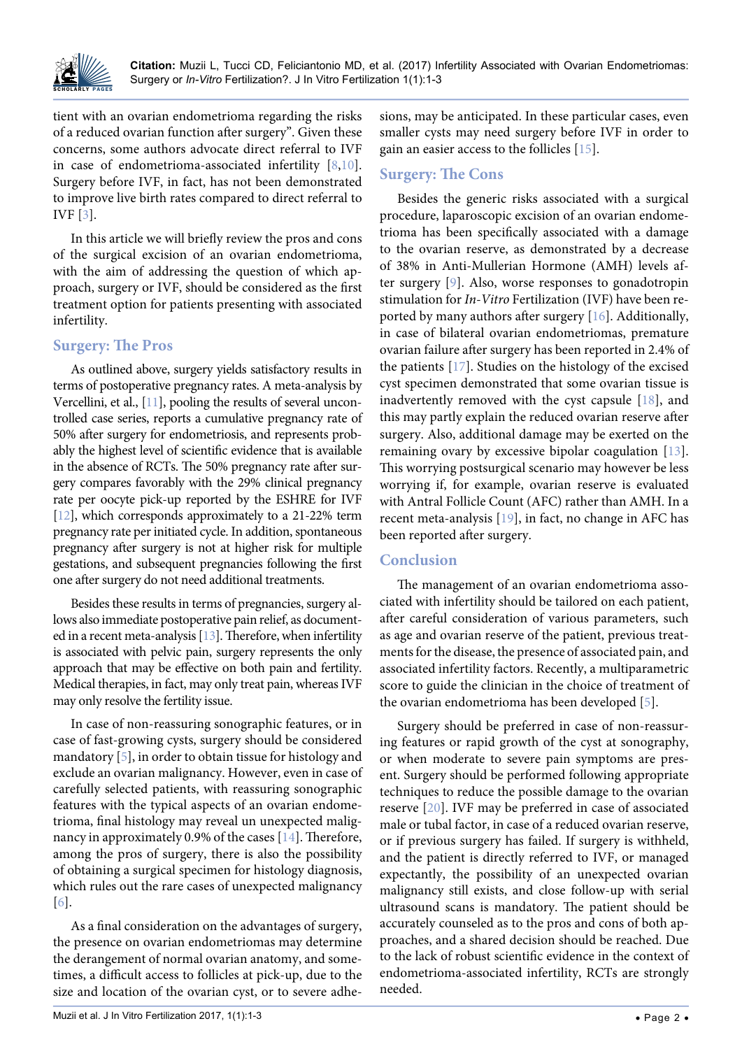tient with an ovarian endometrioma regarding the risks of a reduced ovarian function after surgery". Given these concerns, some authors advocate direct referral to IVF in case of endometrioma-associated infertility [8,10]. Surgery before IVF, in fact, has not been demonstrated to improve live birth rates compared to direct referral to IVF [3].

In this article we will briefly review the pros and cons of the surgical excision of an ovarian endometrioma, with the aim of addressing the question of which approach, surgery or IVF, should be considered as the first treatment option for patients presenting with associated infertility.

## Surgery: The Pros

As outlined above, surgery yields satisfactory results in terms of postoperative pregnancy rates. A meta-analysis by Vercellini, et al., [11], pooling the results of several uncontrolled case series, reports a cumulative pregnancy rate of 50% after surgery for endometriosis, and represents probably the highest level of scientific evidence that is available in the absence of RCTs. The 50% pregnancy rate after surgery compares favorably with the 29% clinical pregnancy rate per oocyte pick-up reported by the ESHRE for IVF [12], which corresponds approximately to a 21-22% term pregnancy rate per initiated cycle. In addition, spontaneous pregnancy after surgery is not at higher risk for multiple gestations, and subsequent pregnancies following the first one after surgery do not need additional treatments.

Besides these results in terms of pregnancies, surgery allows also immediate postoperative pain relief, as documented in a recent meta-analysis [13]. Therefore, when infertility is associated with pelvic pain, surgery represents the only approach that may be effective on both pain and fertility. Medical therapies, in fact, may only treat pain, whereas IVF may only resolve the fertility issue.

In case of non-reassuring sonographic features, or in case of fast-growing cysts, surgery should be considered mandatory [5], in order to obtain tissue for histology and exclude an ovarian malignancy. However, even in case of carefully selected patients, with reassuring sonographic features with the typical aspects of an ovarian endometrioma, final histology may reveal un unexpected malignancy in approximately 0.9% of the cases [14]. Therefore, among the pros of surgery, there is also the possibility of obtaining a surgical specimen for histology diagnosis, which rules out the rare cases of unexpected malignancy [6].

As a final consideration on the advantages of surgery, the presence on ovarian endometriomas may determine the derangement of normal ovarian anatomy, and sometimes, a difficult access to follicles at pick-up, due to the size and location of the ovarian cyst, or to severe adhesions, may be anticipated. In these particular cases, even smaller cysts may need surgery before IVF in order to gain an easier access to the follicles [15].

## Surgery: The Cons

Besides the generic risks associated with a surgical procedure, laparoscopic excision of an ovarian endometrioma has been specifically associated with a damage to the ovarian reserve, as demonstrated by a decrease of 38% in Anti-Mullerian Hormone (AMH) levels after surgery [9]. Also, worse responses to gonadotropin stimulation for *In-Vitro* Fertilization (IVF) have been reported by many authors after surgery [16]. Additionally, in case of bilateral ovarian endometriomas, premature ovarian failure after surgery has been reported in 2.4% of the patients [17]. Studies on the histology of the excised cyst specimen demonstrated that some ovarian tissue is inadvertently removed with the cyst capsule [18], and this may partly explain the reduced ovarian reserve after surgery. Also, additional damage may be exerted on the remaining ovary by excessive bipolar coagulation [13]. This worrying postsurgical scenario may however be less worrying if, for example, ovarian reserve is evaluated with Antral Follicle Count (AFC) rather than AMH. In a recent meta-analysis [19], in fact, no change in AFC has been reported after surgery.

## Conclusion

The management of an ovarian endometrioma associated with infertility should be tailored on each patient, after careful consideration of various parameters, such as age and ovarian reserve of the patient, previous treatments for the disease, the presence of associated pain, and associated infertility factors. Recently, a multiparametric score to guide the clinician in the choice of treatment of the ovarian endometrioma has been developed [5].

Surgery should be preferred in case of non-reassuring features or rapid growth of the cyst at sonography, or when moderate to severe pain symptoms are present. Surgery should be performed following appropriate techniques to reduce the possible damage to the ovarian reserve [20]. IVF may be preferred in case of associated male or tubal factor, in case of a reduced ovarian reserve, or if previous surgery has failed. If surgery is withheld, and the patient is directly referred to IVF, or managed expectantly, the possibility of an unexpected ovarian malignancy still exists, and close follow-up with serial ultrasound scans is mandatory. The patient should be accurately counseled as to the pros and cons of both approaches, and a shared decision should be reached. Due to the lack of robust scientific evidence in the context of endometrioma-associated infertility, RCTs are strongly needed.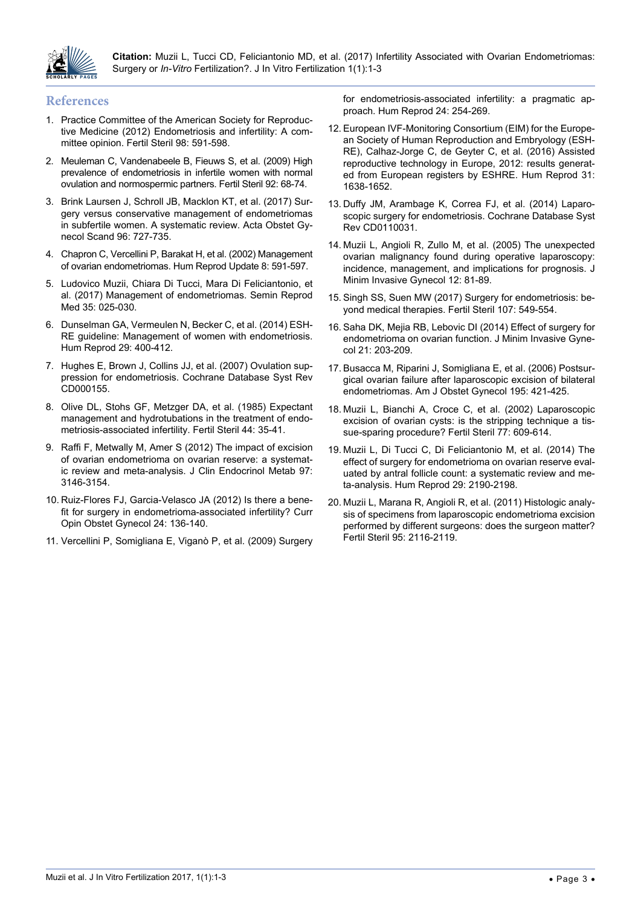## References

1. Practice Committee of the American Society for Reproductive Medicine (2012) Endometriosis and infertility: A committee opinion. Fertil Steril 98: 591-598.
2. Meuleman C, Vandenabeele B, Fieuws S, et al. (2009) High prevalence of endometriosis in infertile women with normal ovulation and normospermic partners. Fertil Steril 92: 68-74.
3. Brink Laursen J, Schroll JB, Macklon KT, et al. (2017) Surgery versus conservative management of endometriomas in subfertile women. A systematic review. Acta Obstet Gynecol Scand 96: 727-735.
4. Chapron C, Vercellini P, Barakat H, et al. (2002) Management of ovarian endometriomas. Hum Reprod Update 8: 591-597.
5. Ludovico Muzii, Chiara Di Tucci, Mara Di Feliciantonio, et al. (2017) Management of endometriomas. Semin Reprod Med 35: 025-030.
6. Dunselman GA, Vermeulen N, Becker C, et al. (2014) ESHRE guideline: Management of women with endometriosis. Hum Reprod 29: 400-412.
7. Hughes E, Brown J, Collins JJ, et al. (2007) Ovulation suppression for endometriosis. Cochrane Database Syst Rev CD000155.
8. Olive DL, Stohs GF, Metzger DA, et al. (1985) Expectant management and hydrotubations in the treatment of endometriosis-associated infertility. Fertil Steril 44: 35-41.
9. Raffi F, Metwally M, Amer S (2012) The impact of excision of ovarian endometrioma on ovarian reserve: a systematic review and meta-analysis. J Clin Endocrinol Metab 97: 3146-3154.
10. Ruiz-Flores FJ, Garcia-Velasco JA (2012) Is there a benefit for surgery in endometrioma-associated infertility? Curr Opin Obstet Gynecol 24: 136-140.
11. Vercellini P, Somigliana E, Viganò P, et al. (2009) Surgery for endometriosis-associated infertility: a pragmatic approach. Hum Reprod 24: 254-269.
12. European IVF-Monitoring Consortium (EIM) for the European Society of Human Reproduction and Embryology (ESHRE), Calhaz-Jorge C, de Geyter C, et al. (2016) Assisted reproductive technology in Europe, 2012: results generated from European registers by ESHRE. Hum Reprod 31: 1638-1652.
13. Duffy JM, Arambage K, Correa FJ, et al. (2014) Laparoscopic surgery for endometriosis. Cochrane Database Syst Rev CD0110031.
14. Muzii L, Angioli R, Zullo M, et al. (2005) The unexpected ovarian malignancy found during operative laparoscopy: incidence, management, and implications for prognosis. J Minim Invasive Gynecol 12: 81-89.
15. Singh SS, Suen MW (2017) Surgery for endometriosis: beyond medical therapies. Fertil Steril 107: 549-554.
16. Saha DK, Mejia RB, Lebovic DI (2014) Effect of surgery for endometrioma on ovarian function. J Minim Invasive Gynecol 21: 203-209.
17. Busacca M, Riparini J, Somigliana E, et al. (2006) Postsurgical ovarian failure after laparoscopic excision of bilateral endometriomas. Am J Obstet Gynecol 195: 421-425.
18. Muzii L, Bianchi A, Croce C, et al. (2002) Laparoscopic excision of ovarian cysts: is the stripping technique a tissue-sparing procedure? Fertil Steril 77: 609-614.
19. Muzii L, Di Tucci C, Di Feliciantonio M, et al. (2014) The effect of surgery for endometrioma on ovarian reserve evaluated by antral follicle count: a systematic review and meta-analysis. Hum Reprod 29: 2190-2198.
20. Muzii L, Marana R, Angioli R, et al. (2011) Histologic analysis of specimens from laparoscopic endometrioma excision performed by different surgeons: does the surgeon matter? Fertil Steril 95: 2116-2119.